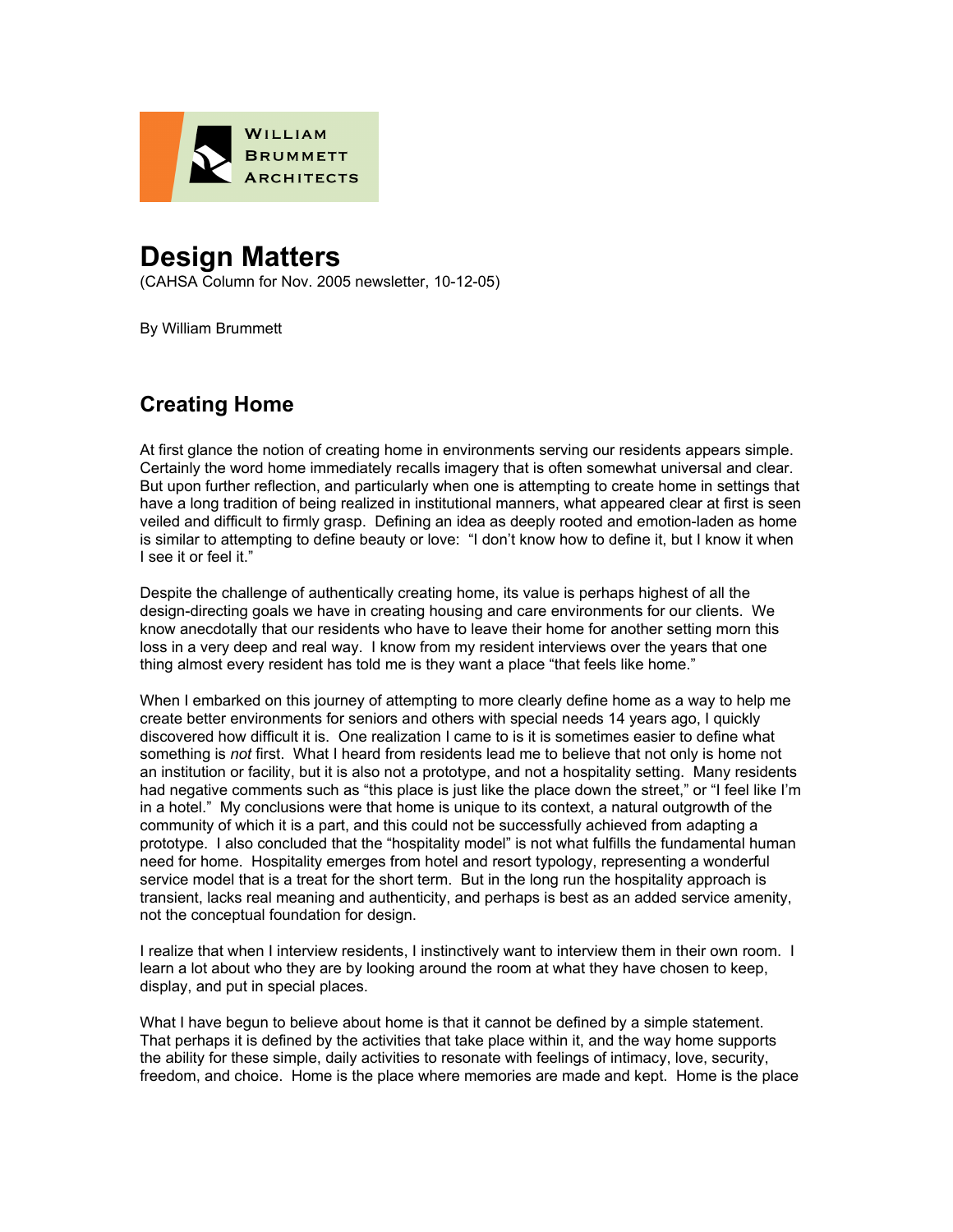WILLIAM BRUMMETT ARCHITECTS

# Design Matters

(CAHSA Column for Nov. 2005 newsletter, 10-12-05)

By William Brummett

## Creating Home

At first glance the notion of creating home in environments serving our residents appears simple. Certainly the word home immediately recalls imagery that is often somewhat universal and clear. But upon further reflection, and particularly when one is attempting to create home in settings that have a long tradition of being realized in institutional manners, what appeared clear at first is seen veiled and difficult to firmly grasp. Defining an idea as deeply rooted and emotion-laden as home is similar to attempting to define beauty or love: "I don't know how to define it, but I know it when I see it or feel it."

Despite the challenge of authentically creating home, its value is perhaps highest of all the design-directing goals we have in creating housing and care environments for our clients. We know anecdotally that our residents who have to leave their home for another setting morn this loss in a very deep and real way. I know from my resident interviews over the years that one thing almost every resident has told me is they want a place "that feels like home."

When I embarked on this journey of attempting to more clearly define home as a way to help me create better environments for seniors and others with special needs 14 years ago, I quickly discovered how difficult it is. One realization I came to is it is sometimes easier to define what something is *not* first. What I heard from residents lead me to believe that not only is home not an institution or facility, but it is also not a prototype, and not a hospitality setting. Many residents had negative comments such as "this place is just like the place down the street," or "I feel like I'm in a hotel." My conclusions were that home is unique to its context, a natural outgrowth of the community of which it is a part, and this could not be successfully achieved from adapting a prototype. I also concluded that the "hospitality model" is not what fulfills the fundamental human need for home. Hospitality emerges from hotel and resort typology, representing a wonderful service model that is a treat for the short term. But in the long run the hospitality approach is transient, lacks real meaning and authenticity, and perhaps is best as an added service amenity, not the conceptual foundation for design.

I realize that when I interview residents, I instinctively want to interview them in their own room. I learn a lot about who they are by looking around the room at what they have chosen to keep, display, and put in special places.

What I have begun to believe about home is that it cannot be defined by a simple statement. That perhaps it is defined by the activities that take place within it, and the way home supports the ability for these simple, daily activities to resonate with feelings of intimacy, love, security, freedom, and choice. Home is the place where memories are made and kept. Home is the place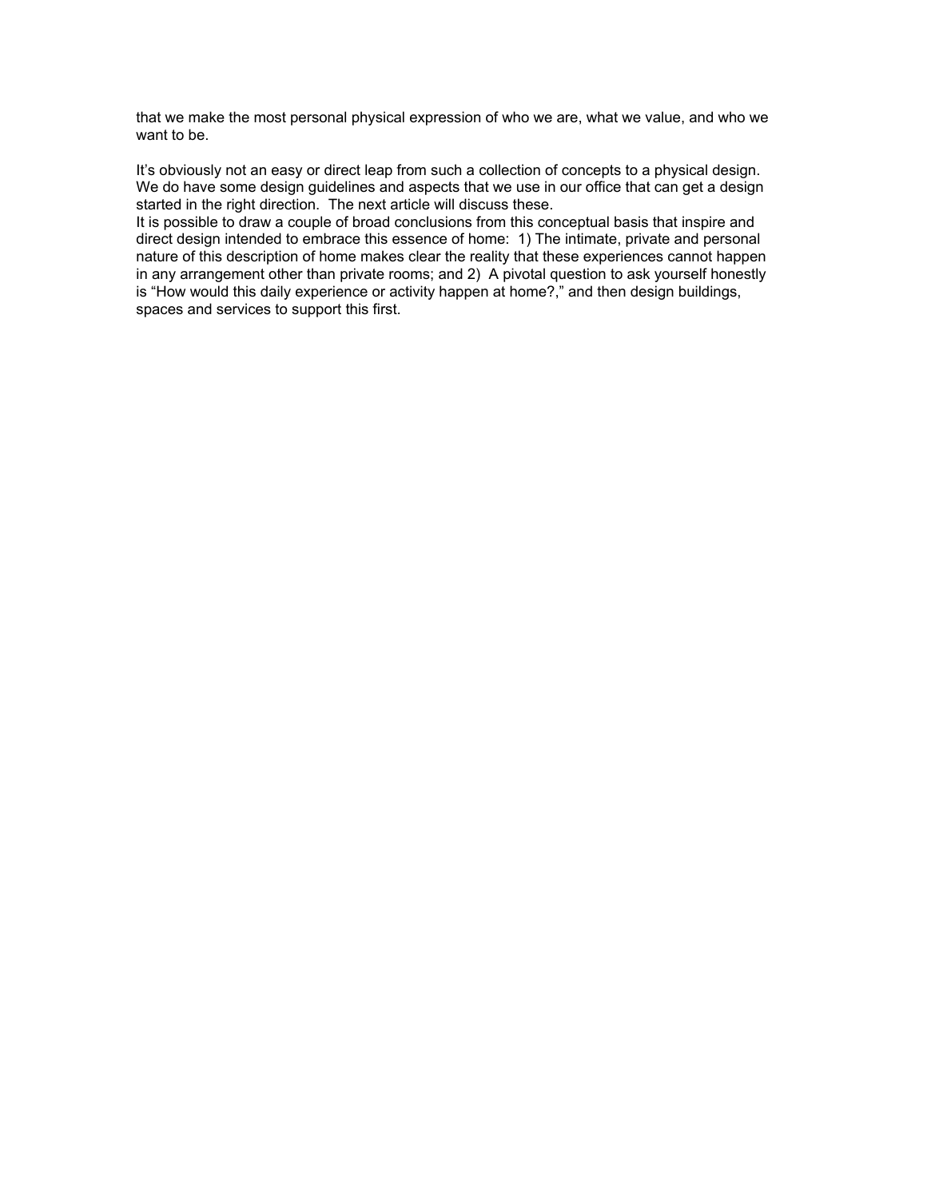that we make the most personal physical expression of who we are, what we value, and who we want to be.

It's obviously not an easy or direct leap from such a collection of concepts to a physical design. We do have some design guidelines and aspects that we use in our office that can get a design started in the right direction. The next article will discuss these.
It is possible to draw a couple of broad conclusions from this conceptual basis that inspire and direct design intended to embrace this essence of home: 1) The intimate, private and personal nature of this description of home makes clear the reality that these experiences cannot happen in any arrangement other than private rooms; and 2) A pivotal question to ask yourself honestly is "How would this daily experience or activity happen at home?," and then design buildings, spaces and services to support this first.